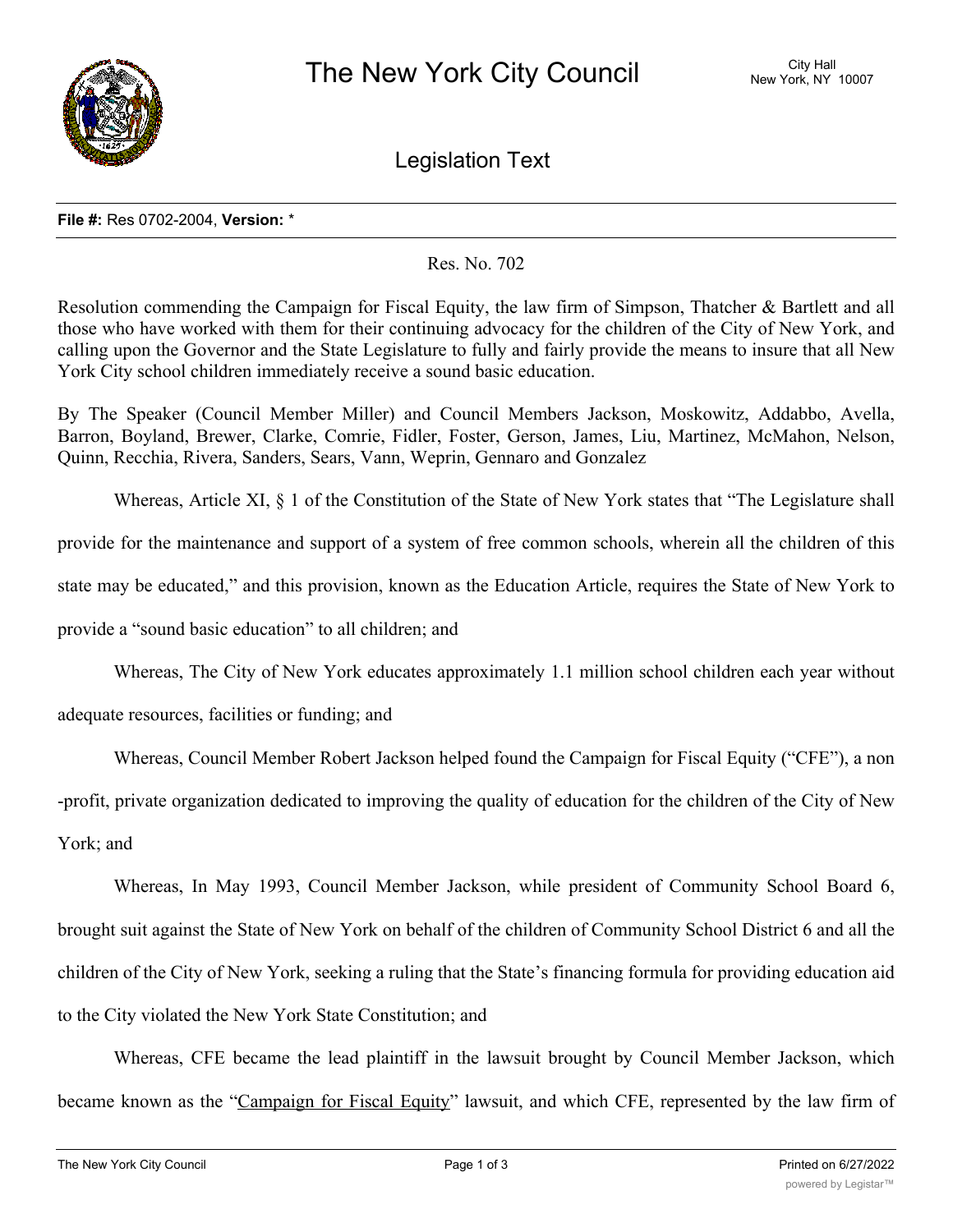# The New York City Council

City Hall
New York, NY 10007

## Legislation Text

**File #:** Res 0702-2004, **Version:** *

Res. No. 702

Resolution commending the Campaign for Fiscal Equity, the law firm of Simpson, Thatcher & Bartlett and all those who have worked with them for their continuing advocacy for the children of the City of New York, and calling upon the Governor and the State Legislature to fully and fairly provide the means to insure that all New York City school children immediately receive a sound basic education.

By The Speaker (Council Member Miller) and Council Members Jackson, Moskowitz, Addabbo, Avella, Barron, Boyland, Brewer, Clarke, Comrie, Fidler, Foster, Gerson, James, Liu, Martinez, McMahon, Nelson, Quinn, Recchia, Rivera, Sanders, Sears, Vann, Weprin, Gennaro and Gonzalez

Whereas, Article XI, § 1 of the Constitution of the State of New York states that "The Legislature shall provide for the maintenance and support of a system of free common schools, wherein all the children of this state may be educated," and this provision, known as the Education Article, requires the State of New York to provide a "sound basic education" to all children; and

Whereas, The City of New York educates approximately 1.1 million school children each year without adequate resources, facilities or funding; and

Whereas, Council Member Robert Jackson helped found the Campaign for Fiscal Equity ("CFE"), a non-profit, private organization dedicated to improving the quality of education for the children of the City of New York; and

Whereas, In May 1993, Council Member Jackson, while president of Community School Board 6, brought suit against the State of New York on behalf of the children of Community School District 6 and all the children of the City of New York, seeking a ruling that the State's financing formula for providing education aid to the City violated the New York State Constitution; and

Whereas, CFE became the lead plaintiff in the lawsuit brought by Council Member Jackson, which became known as the "Campaign for Fiscal Equity" lawsuit, and which CFE, represented by the law firm of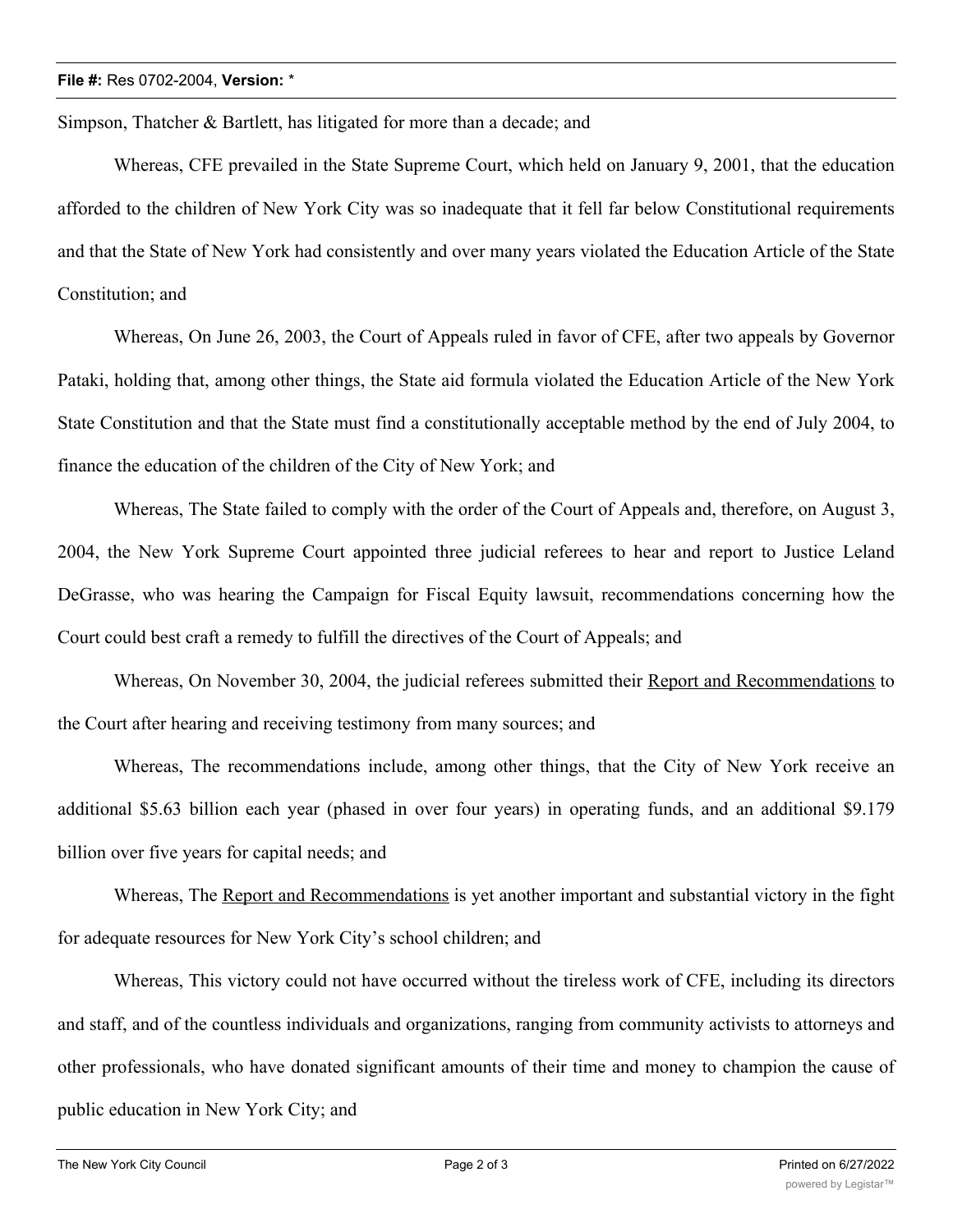Simpson, Thatcher & Bartlett, has litigated for more than a decade; and

Whereas, CFE prevailed in the State Supreme Court, which held on January 9, 2001, that the education afforded to the children of New York City was so inadequate that it fell far below Constitutional requirements and that the State of New York had consistently and over many years violated the Education Article of the State Constitution; and

Whereas, On June 26, 2003, the Court of Appeals ruled in favor of CFE, after two appeals by Governor Pataki, holding that, among other things, the State aid formula violated the Education Article of the New York State Constitution and that the State must find a constitutionally acceptable method by the end of July 2004, to finance the education of the children of the City of New York; and

Whereas, The State failed to comply with the order of the Court of Appeals and, therefore, on August 3, 2004, the New York Supreme Court appointed three judicial referees to hear and report to Justice Leland DeGrasse, who was hearing the Campaign for Fiscal Equity lawsuit, recommendations concerning how the Court could best craft a remedy to fulfill the directives of the Court of Appeals; and

Whereas, On November 30, 2004, the judicial referees submitted their Report and Recommendations to the Court after hearing and receiving testimony from many sources; and

Whereas, The recommendations include, among other things, that the City of New York receive an additional $5.63 billion each year (phased in over four years) in operating funds, and an additional $9.179 billion over five years for capital needs; and

Whereas, The Report and Recommendations is yet another important and substantial victory in the fight for adequate resources for New York City's school children; and

Whereas, This victory could not have occurred without the tireless work of CFE, including its directors and staff, and of the countless individuals and organizations, ranging from community activists to attorneys and other professionals, who have donated significant amounts of their time and money to champion the cause of public education in New York City; and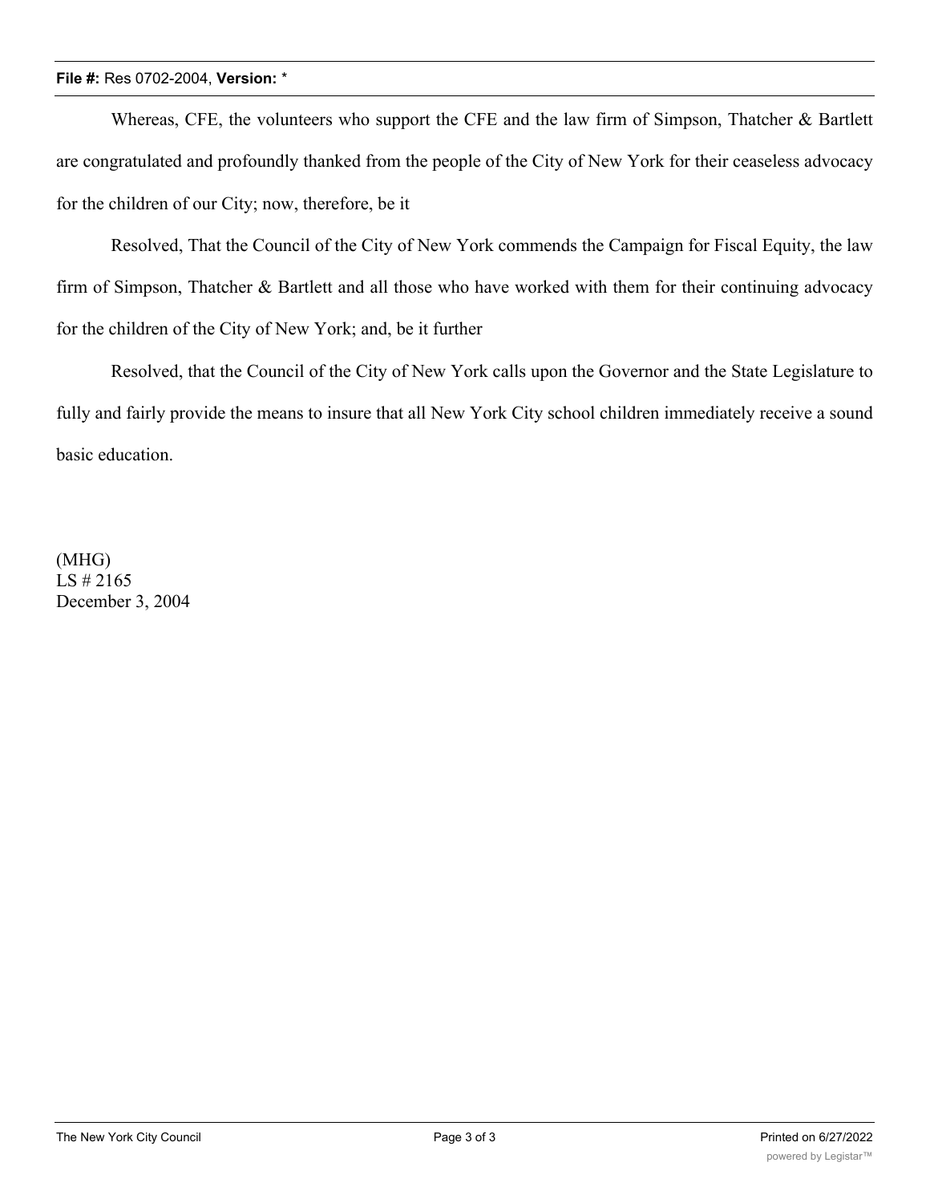Whereas, CFE, the volunteers who support the CFE and the law firm of Simpson, Thatcher & Bartlett are congratulated and profoundly thanked from the people of the City of New York for their ceaseless advocacy for the children of our City; now, therefore, be it

Resolved, That the Council of the City of New York commends the Campaign for Fiscal Equity, the law firm of Simpson, Thatcher & Bartlett and all those who have worked with them for their continuing advocacy for the children of the City of New York; and, be it further

Resolved, that the Council of the City of New York calls upon the Governor and the State Legislature to fully and fairly provide the means to insure that all New York City school children immediately receive a sound basic education.

(MHG)
LS # 2165
December 3, 2004